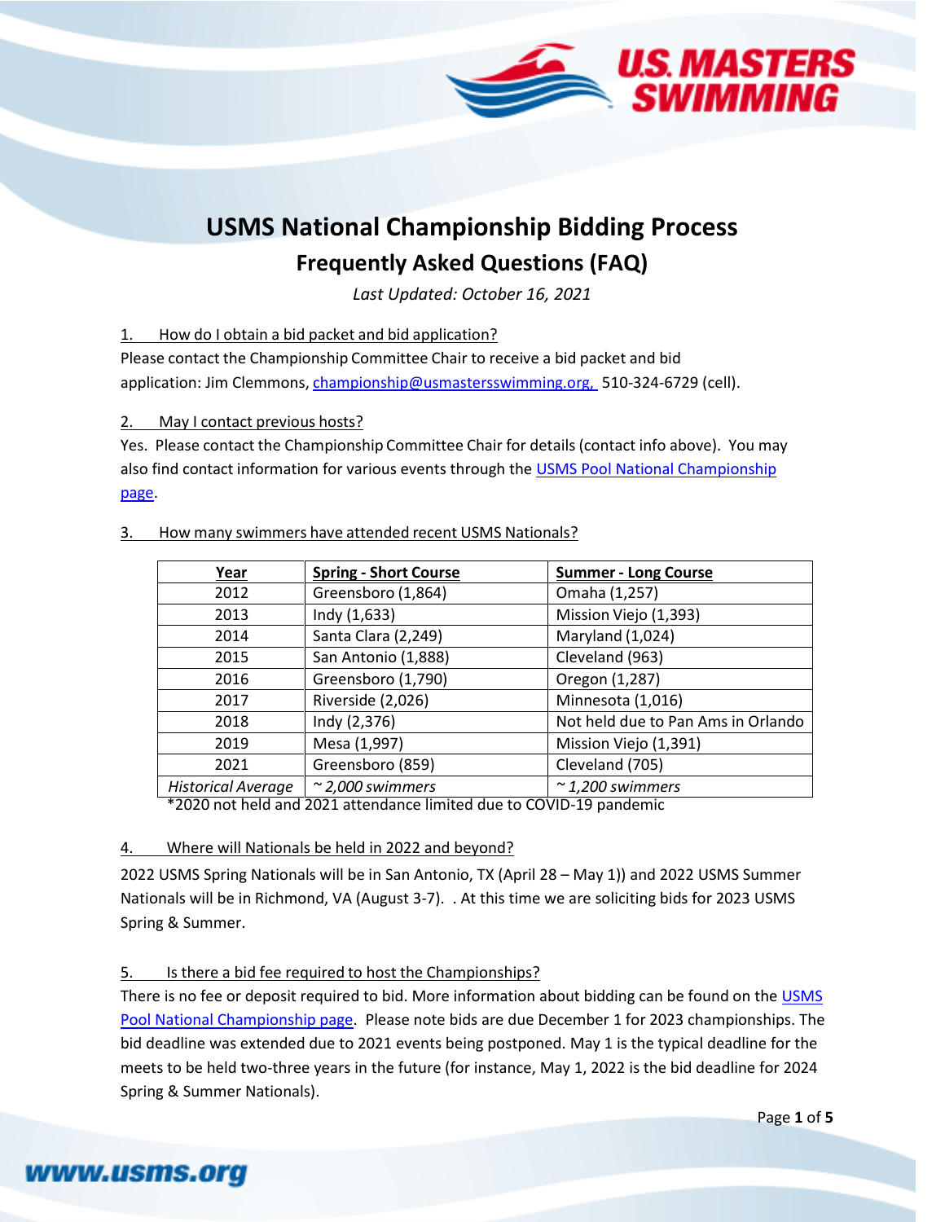# USMS National Championship Bidding Process

## Frequently Asked Questions (FAQ)

*Last Updated: October 16, 2021*

1. How do I obtain a bid packet and bid application?

Please contact the Championship Committee Chair to receive a bid packet and bid application: Jim Clemmons, championship@usmastersswimming.org, 510-324-6729 (cell).

2. May I contact previous hosts?

Yes. Please contact the Championship Committee Chair for details (contact info above). You may also find contact information for various events through the USMS Pool National Championship page.

3. How many swimmers have attended recent USMS Nationals?

| Year | Spring - Short Course | Summer - Long Course |
|---|---|---|
| 2012 | Greensboro (1,864) | Omaha (1,257) |
| 2013 | Indy (1,633) | Mission Viejo (1,393) |
| 2014 | Santa Clara (2,249) | Maryland (1,024) |
| 2015 | San Antonio (1,888) | Cleveland (963) |
| 2016 | Greensboro (1,790) | Oregon (1,287) |
| 2017 | Riverside (2,026) | Minnesota (1,016) |
| 2018 | Indy (2,376) | Not held due to Pan Ams in Orlando |
| 2019 | Mesa (1,997) | Mission Viejo (1,391) |
| 2021 | Greensboro (859) | Cleveland (705) |
| *Historical Average* | *~ 2,000 swimmers* | *~ 1,200 swimmers* |

*2020 not held and 2021 attendance limited due to COVID-19 pandemic

4. Where will Nationals be held in 2022 and beyond?

2022 USMS Spring Nationals will be in San Antonio, TX (April 28 – May 1)) and 2022 USMS Summer Nationals will be in Richmond, VA (August 3-7). . At this time we are soliciting bids for 2023 USMS Spring & Summer.

5. Is there a bid fee required to host the Championships?

There is no fee or deposit required to bid. More information about bidding can be found on the USMS Pool National Championship page. Please note bids are due December 1 for 2023 championships. The bid deadline was extended due to 2021 events being postponed. May 1 is the typical deadline for the meets to be held two-three years in the future (for instance, May 1, 2022 is the bid deadline for 2024 Spring & Summer Nationals).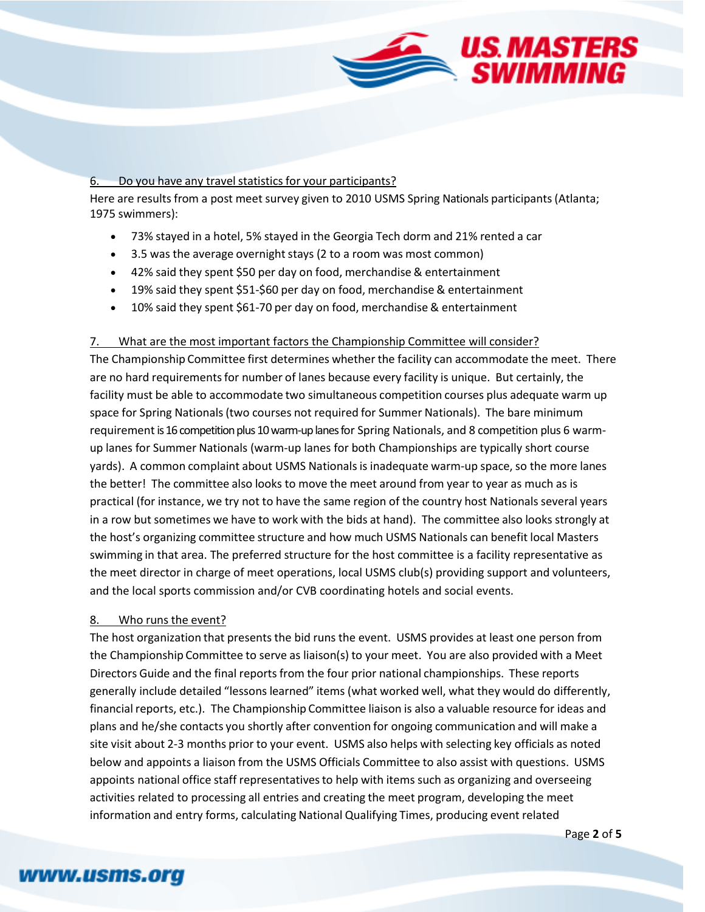6. Do you have any travel statistics for your participants?

Here are results from a post meet survey given to 2010 USMS Spring Nationals participants (Atlanta; 1975 swimmers):

- 73% stayed in a hotel, 5% stayed in the Georgia Tech dorm and 21% rented a car
- 3.5 was the average overnight stays (2 to a room was most common)
- 42% said they spent $50 per day on food, merchandise & entertainment
- 19% said they spent $51-$60 per day on food, merchandise & entertainment
- 10% said they spent $61-70 per day on food, merchandise & entertainment

7. What are the most important factors the Championship Committee will consider?

The Championship Committee first determines whether the facility can accommodate the meet. There are no hard requirements for number of lanes because every facility is unique. But certainly, the facility must be able to accommodate two simultaneous competition courses plus adequate warm up space for Spring Nationals (two courses not required for Summer Nationals). The bare minimum requirement is 16 competition plus 10 warm-up lanes for Spring Nationals, and 8 competition plus 6 warm-up lanes for Summer Nationals (warm-up lanes for both Championships are typically short course yards). A common complaint about USMS Nationals is inadequate warm-up space, so the more lanes the better! The committee also looks to move the meet around from year to year as much as is practical (for instance, we try not to have the same region of the country host Nationals several years in a row but sometimes we have to work with the bids at hand). The committee also looks strongly at the host's organizing committee structure and how much USMS Nationals can benefit local Masters swimming in that area. The preferred structure for the host committee is a facility representative as the meet director in charge of meet operations, local USMS club(s) providing support and volunteers, and the local sports commission and/or CVB coordinating hotels and social events.

8. Who runs the event?

The host organization that presents the bid runs the event. USMS provides at least one person from the Championship Committee to serve as liaison(s) to your meet. You are also provided with a Meet Directors Guide and the final reports from the four prior national championships. These reports generally include detailed "lessons learned" items (what worked well, what they would do differently, financial reports, etc.). The Championship Committee liaison is also a valuable resource for ideas and plans and he/she contacts you shortly after convention for ongoing communication and will make a site visit about 2-3 months prior to your event. USMS also helps with selecting key officials as noted below and appoints a liaison from the USMS Officials Committee to also assist with questions. USMS appoints national office staff representatives to help with items such as organizing and overseeing activities related to processing all entries and creating the meet program, developing the meet information and entry forms, calculating National Qualifying Times, producing event related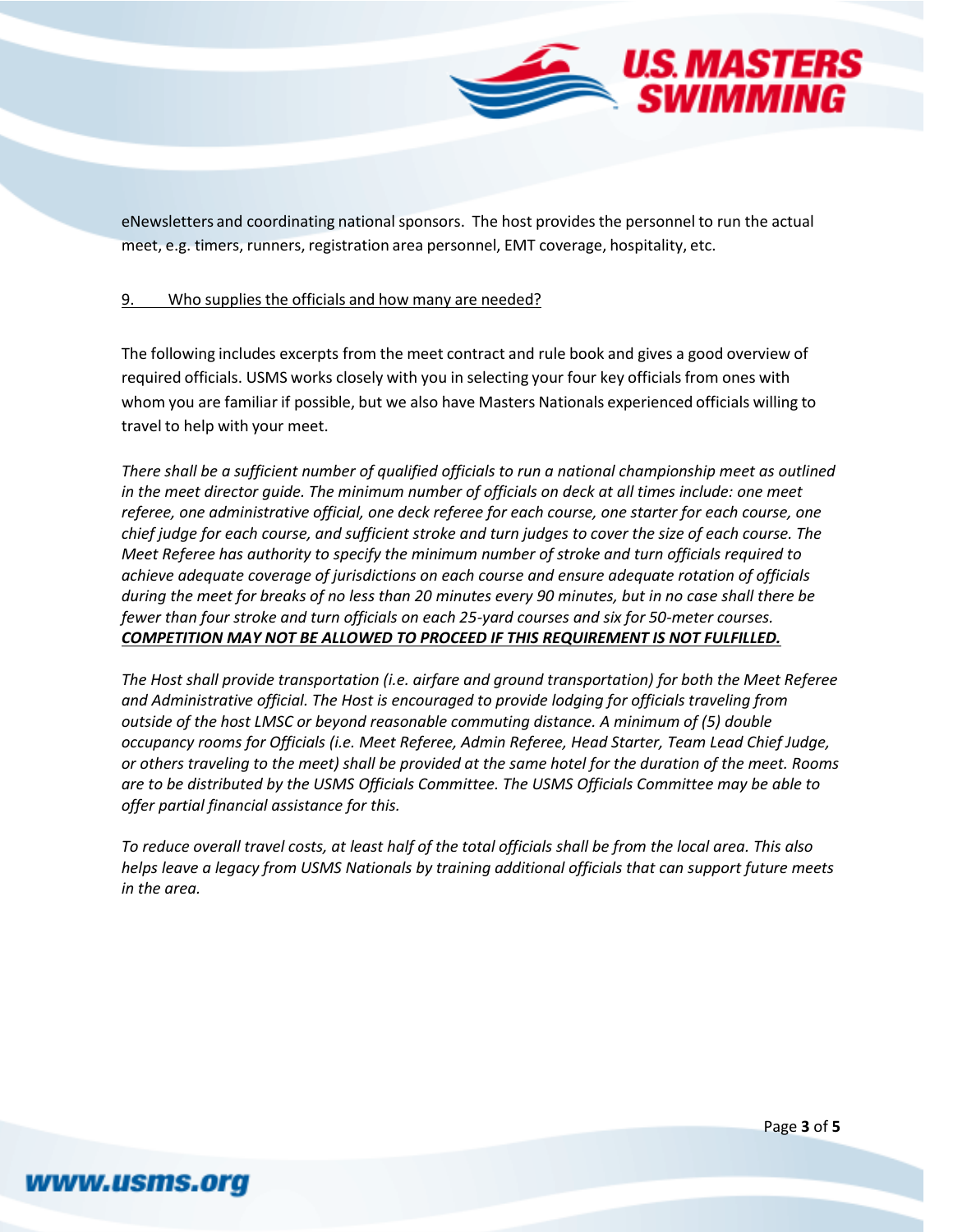eNewsletters and coordinating national sponsors. The host provides the personnel to run the actual meet, e.g. timers, runners, registration area personnel, EMT coverage, hospitality, etc.

<u>9. Who supplies the officials and how many are needed?</u>

The following includes excerpts from the meet contract and rule book and gives a good overview of required officials. USMS works closely with you in selecting your four key officials from ones with whom you are familiar if possible, but we also have Masters Nationals experienced officials willing to travel to help with your meet.

*There shall be a sufficient number of qualified officials to run a national championship meet as outlined in the meet director guide. The minimum number of officials on deck at all times include: one meet referee, one administrative official, one deck referee for each course, one starter for each course, one chief judge for each course, and sufficient stroke and turn judges to cover the size of each course. The Meet Referee has authority to specify the minimum number of stroke and turn officials required to achieve adequate coverage of jurisdictions on each course and ensure adequate rotation of officials during the meet for breaks of no less than 20 minutes every 90 minutes, but in no case shall there be fewer than four stroke and turn officials on each 25-yard courses and six for 50-meter courses.* ***<u>COMPETITION MAY NOT BE ALLOWED TO PROCEED IF THIS REQUIREMENT IS NOT FULFILLED.</u>***

*The Host shall provide transportation (i.e. airfare and ground transportation) for both the Meet Referee and Administrative official. The Host is encouraged to provide lodging for officials traveling from outside of the host LMSC or beyond reasonable commuting distance. A minimum of (5) double occupancy rooms for Officials (i.e. Meet Referee, Admin Referee, Head Starter, Team Lead Chief Judge, or others traveling to the meet) shall be provided at the same hotel for the duration of the meet. Rooms are to be distributed by the USMS Officials Committee. The USMS Officials Committee may be able to offer partial financial assistance for this.*

*To reduce overall travel costs, at least half of the total officials shall be from the local area. This also helps leave a legacy from USMS Nationals by training additional officials that can support future meets in the area.*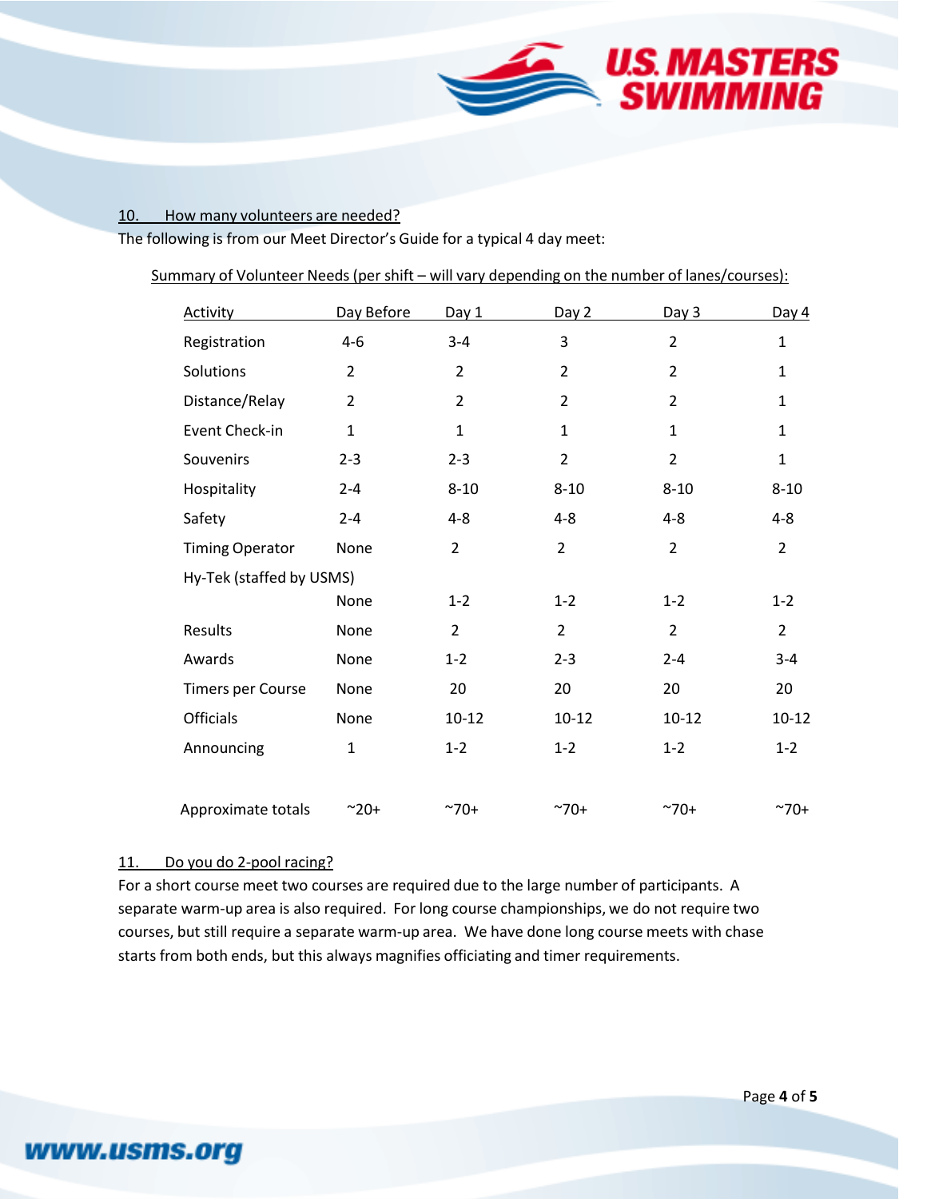## 10. How many volunteers are needed?

The following is from our Meet Director's Guide for a typical 4 day meet:

Summary of Volunteer Needs (per shift – will vary depending on the number of lanes/courses):

| Activity | Day Before | Day 1 | Day 2 | Day 3 | Day 4 |
|---|---|---|---|---|---|
| Registration | 4-6 | 3-4 | 3 | 2 | 1 |
| Solutions | 2 | 2 | 2 | 2 | 1 |
| Distance/Relay | 2 | 2 | 2 | 2 | 1 |
| Event Check-in | 1 | 1 | 1 | 1 | 1 |
| Souvenirs | 2-3 | 2-3 | 2 | 2 | 1 |
| Hospitality | 2-4 | 8-10 | 8-10 | 8-10 | 8-10 |
| Safety | 2-4 | 4-8 | 4-8 | 4-8 | 4-8 |
| Timing Operator | None | 2 | 2 | 2 | 2 |
| Hy-Tek (staffed by USMS) | None | 1-2 | 1-2 | 1-2 | 1-2 |
| Results | None | 2 | 2 | 2 | 2 |
| Awards | None | 1-2 | 2-3 | 2-4 | 3-4 |
| Timers per Course | None | 20 | 20 | 20 | 20 |
| Officials | None | 10-12 | 10-12 | 10-12 | 10-12 |
| Announcing | 1 | 1-2 | 1-2 | 1-2 | 1-2 |
| Approximate totals | ~20+ | ~70+ | ~70+ | ~70+ | ~70+ |

## 11. Do you do 2-pool racing?

For a short course meet two courses are required due to the large number of participants. A separate warm-up area is also required. For long course championships, we do not require two courses, but still require a separate warm-up area. We have done long course meets with chase starts from both ends, but this always magnifies officiating and timer requirements.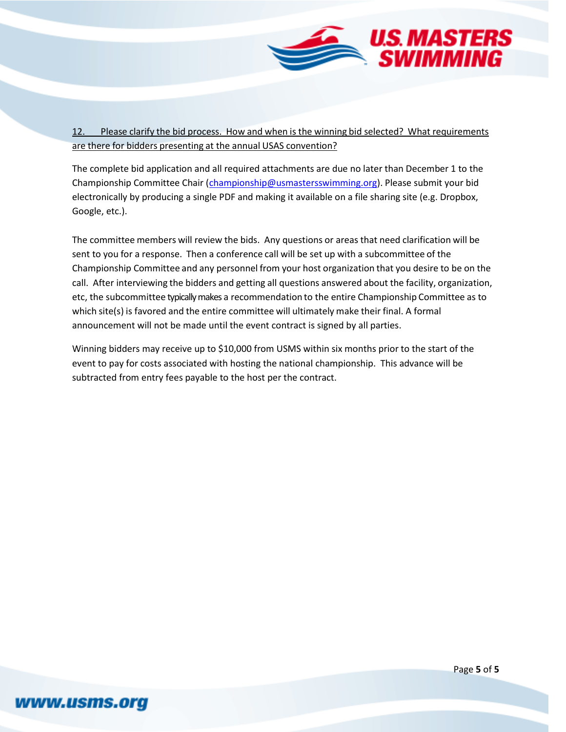<u>12. Please clarify the bid process. How and when is the winning bid selected? What requirements are there for bidders presenting at the annual USAS convention?</u>

The complete bid application and all required attachments are due no later than December 1 to the Championship Committee Chair (championship@usmastersswimming.org). Please submit your bid electronically by producing a single PDF and making it available on a file sharing site (e.g. Dropbox, Google, etc.).

The committee members will review the bids. Any questions or areas that need clarification will be sent to you for a response. Then a conference call will be set up with a subcommittee of the Championship Committee and any personnel from your host organization that you desire to be on the call. After interviewing the bidders and getting all questions answered about the facility, organization, etc, the subcommittee typically makes a recommendation to the entire Championship Committee as to which site(s) is favored and the entire committee will ultimately make their final. A formal announcement will not be made until the event contract is signed by all parties.

Winning bidders may receive up to $10,000 from USMS within six months prior to the start of the event to pay for costs associated with hosting the national championship. This advance will be subtracted from entry fees payable to the host per the contract.